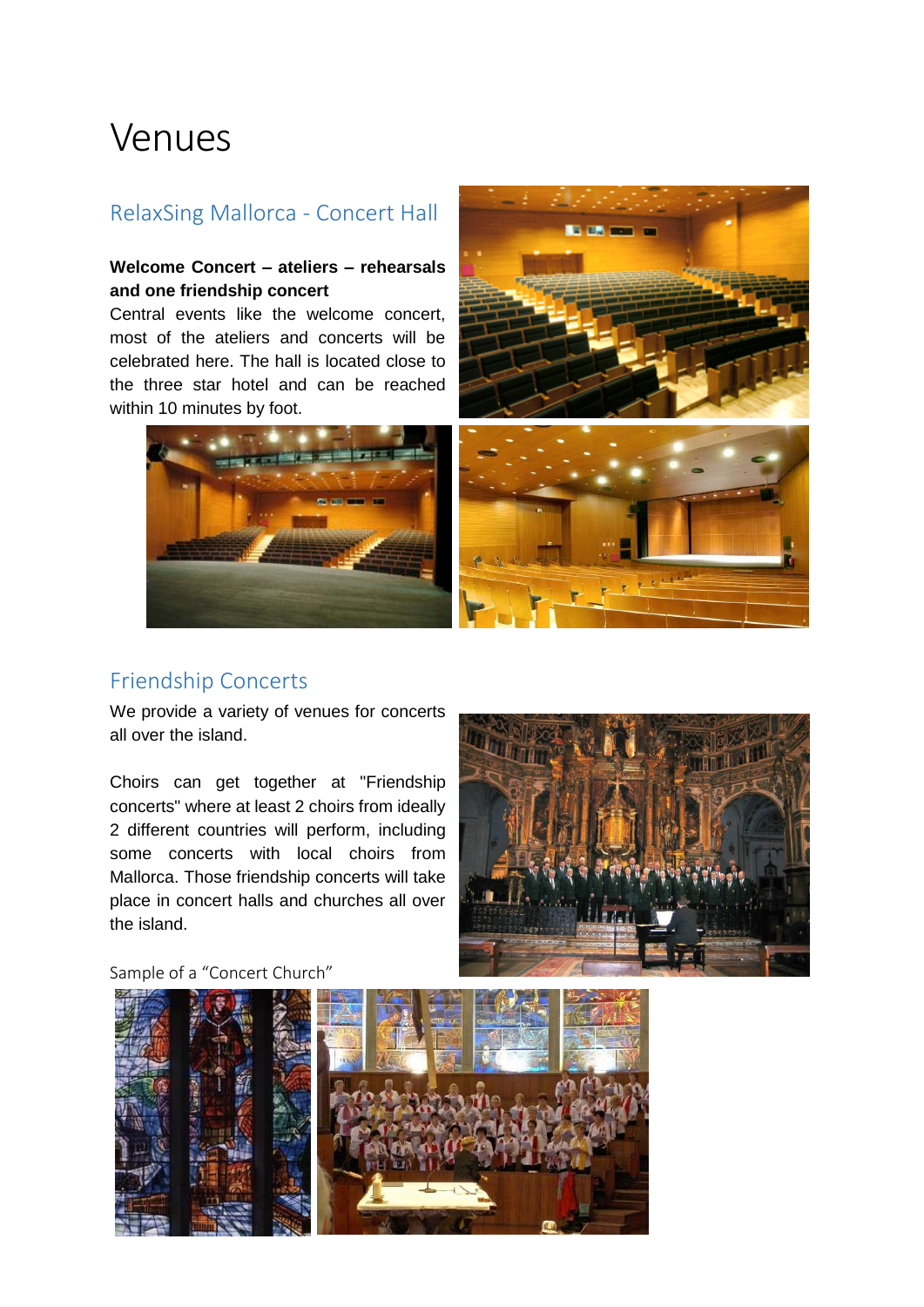# Venues

## RelaxSing Mallorca - Concert Hall

**Welcome Concert – ateliers – rehearsals and one friendship concert**

Central events like the welcome concert, most of the ateliers and concerts will be celebrated here. The hall is located close to the three star hotel and can be reached within 10 minutes by foot.

## Friendship Concerts

We provide a variety of venues for concerts all over the island.

Choirs can get together at "Friendship concerts" where at least 2 choirs from ideally 2 different countries will perform, including some concerts with local choirs from Mallorca. Those friendship concerts will take place in concert halls and churches all over the island.

Sample of a "Concert Church"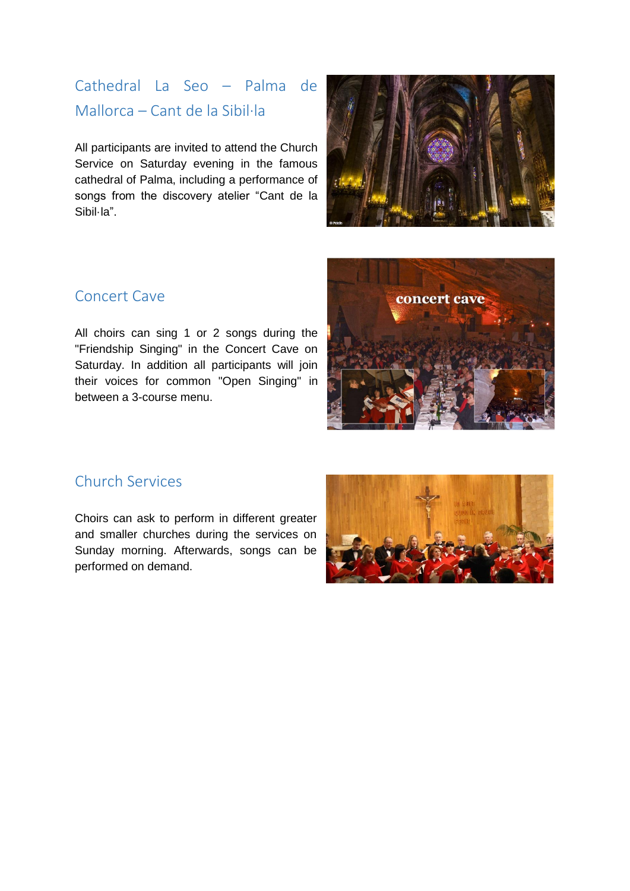## Cathedral La Seo – Palma de Mallorca – Cant de la Sibil·la

All participants are invited to attend the Church Service on Saturday evening in the famous cathedral of Palma, including a performance of songs from the discovery atelier “Cant de la Sibil·la”.

## Concert Cave

All choirs can sing 1 or 2 songs during the "Friendship Singing" in the Concert Cave on Saturday. In addition all participants will join their voices for common "Open Singing" in between a 3-course menu.

## Church Services

Choirs can ask to perform in different greater and smaller churches during the services on Sunday morning. Afterwards, songs can be performed on demand.